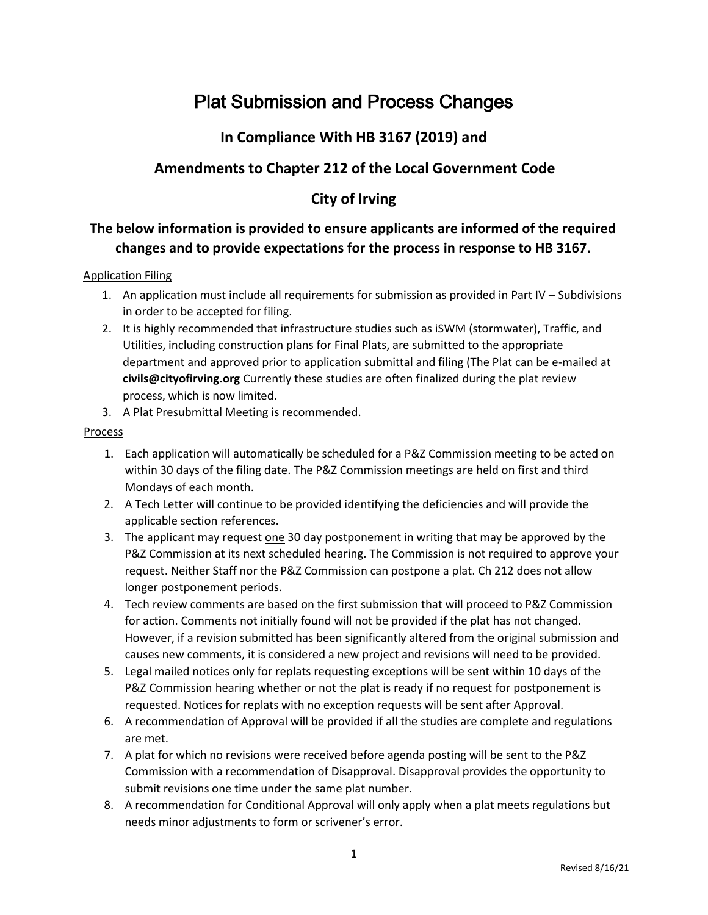# Plat Submission and Process Changes

## In Compliance With HB 3167 (2019) and

## Amendments to Chapter 212 of the Local Government Code

## City of Irving

### The below information is provided to ensure applicants are informed of the required changes and to provide expectations for the process in response to HB 3167.

Application Filing

1. An application must include all requirements for submission as provided in Part IV – Subdivisions in order to be accepted for filing.
2. It is highly recommended that infrastructure studies such as iSWM (stormwater), Traffic, and Utilities, including construction plans for Final Plats, are submitted to the appropriate department and approved prior to application submittal and filing (The Plat can be e-mailed at **civils@cityofirving.org** Currently these studies are often finalized during the plat review process, which is now limited.
3. A Plat Presubmittal Meeting is recommended.

Process

1. Each application will automatically be scheduled for a P&Z Commission meeting to be acted on within 30 days of the filing date. The P&Z Commission meetings are held on first and third Mondays of each month.
2. A Tech Letter will continue to be provided identifying the deficiencies and will provide the applicable section references.
3. The applicant may request one 30 day postponement in writing that may be approved by the P&Z Commission at its next scheduled hearing. The Commission is not required to approve your request. Neither Staff nor the P&Z Commission can postpone a plat. Ch 212 does not allow longer postponement periods.
4. Tech review comments are based on the first submission that will proceed to P&Z Commission for action. Comments not initially found will not be provided if the plat has not changed. However, if a revision submitted has been significantly altered from the original submission and causes new comments, it is considered a new project and revisions will need to be provided.
5. Legal mailed notices only for replats requesting exceptions will be sent within 10 days of the P&Z Commission hearing whether or not the plat is ready if no request for postponement is requested. Notices for replats with no exception requests will be sent after Approval.
6. A recommendation of Approval will be provided if all the studies are complete and regulations are met.
7. A plat for which no revisions were received before agenda posting will be sent to the P&Z Commission with a recommendation of Disapproval. Disapproval provides the opportunity to submit revisions one time under the same plat number.
8. A recommendation for Conditional Approval will only apply when a plat meets regulations but needs minor adjustments to form or scrivener's error.

Revised 8/16/21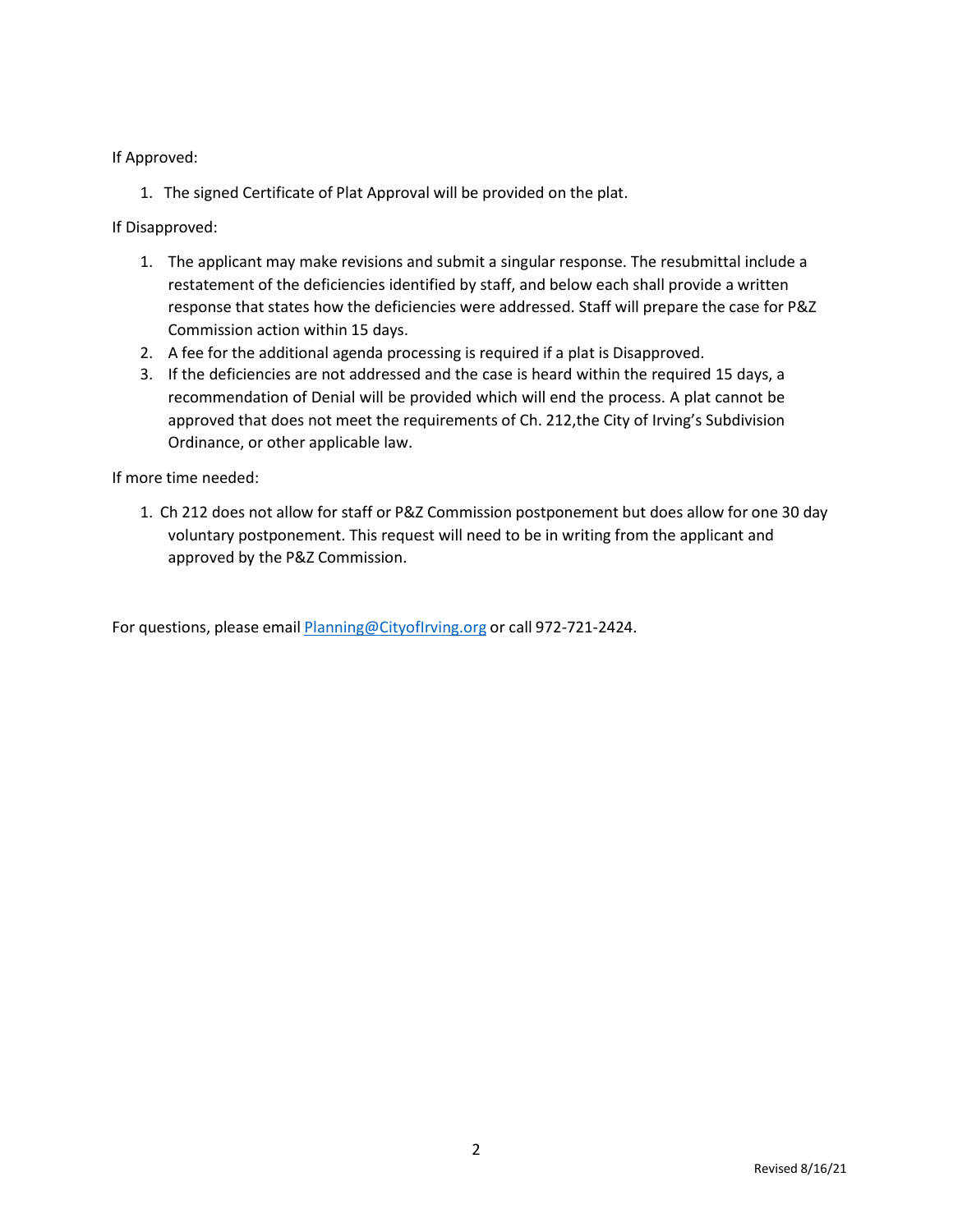If Approved:

1. The signed Certificate of Plat Approval will be provided on the plat.

If Disapproved:

1. The applicant may make revisions and submit a singular response. The resubmittal include a restatement of the deficiencies identified by staff, and below each shall provide a written response that states how the deficiencies were addressed. Staff will prepare the case for P&Z Commission action within 15 days.
2. A fee for the additional agenda processing is required if a plat is Disapproved.
3. If the deficiencies are not addressed and the case is heard within the required 15 days, a recommendation of Denial will be provided which will end the process. A plat cannot be approved that does not meet the requirements of Ch. 212,the City of Irving's Subdivision Ordinance, or other applicable law.

If more time needed:

1. Ch 212 does not allow for staff or P&Z Commission postponement but does allow for one 30 day voluntary postponement. This request will need to be in writing from the applicant and approved by the P&Z Commission.

For questions, please email [Planning@CityofIrving.org](mailto:Planning@CityofIrving.org) or call 972-721-2424.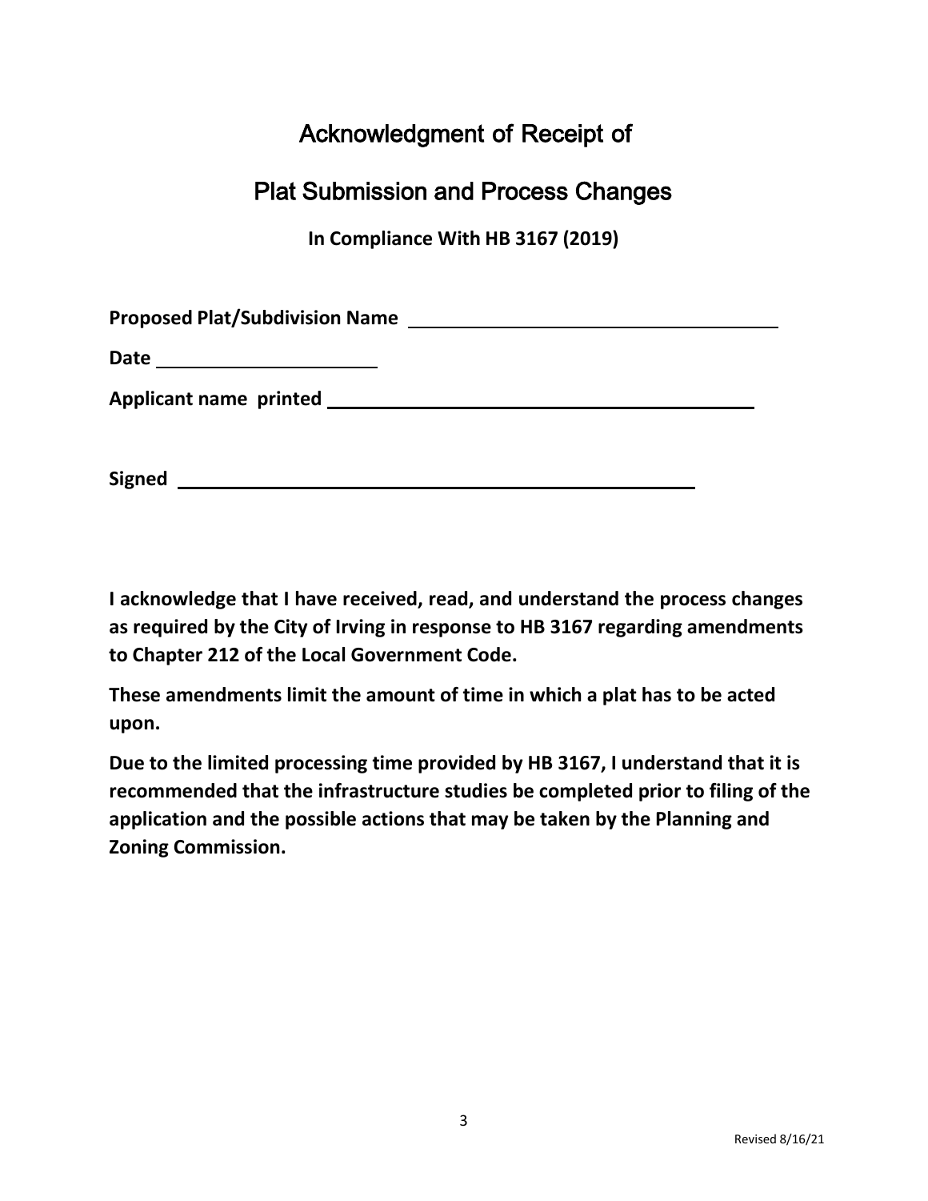# Acknowledgment of Receipt of

# Plat Submission and Process Changes

**In Compliance With HB 3167 (2019)**

**Proposed Plat/Subdivision Name** ______________________________________

**Date** ______________________

**Applicant name printed** ___________________________________________

**Signed** ___________________________________________________

**I acknowledge that I have received, read, and understand the process changes as required by the City of Irving in response to HB 3167 regarding amendments to Chapter 212 of the Local Government Code.**

**These amendments limit the amount of time in which a plat has to be acted upon.**

**Due to the limited processing time provided by HB 3167, I understand that it is recommended that the infrastructure studies be completed prior to filing of the application and the possible actions that may be taken by the Planning and Zoning Commission.**

Revised 8/16/21